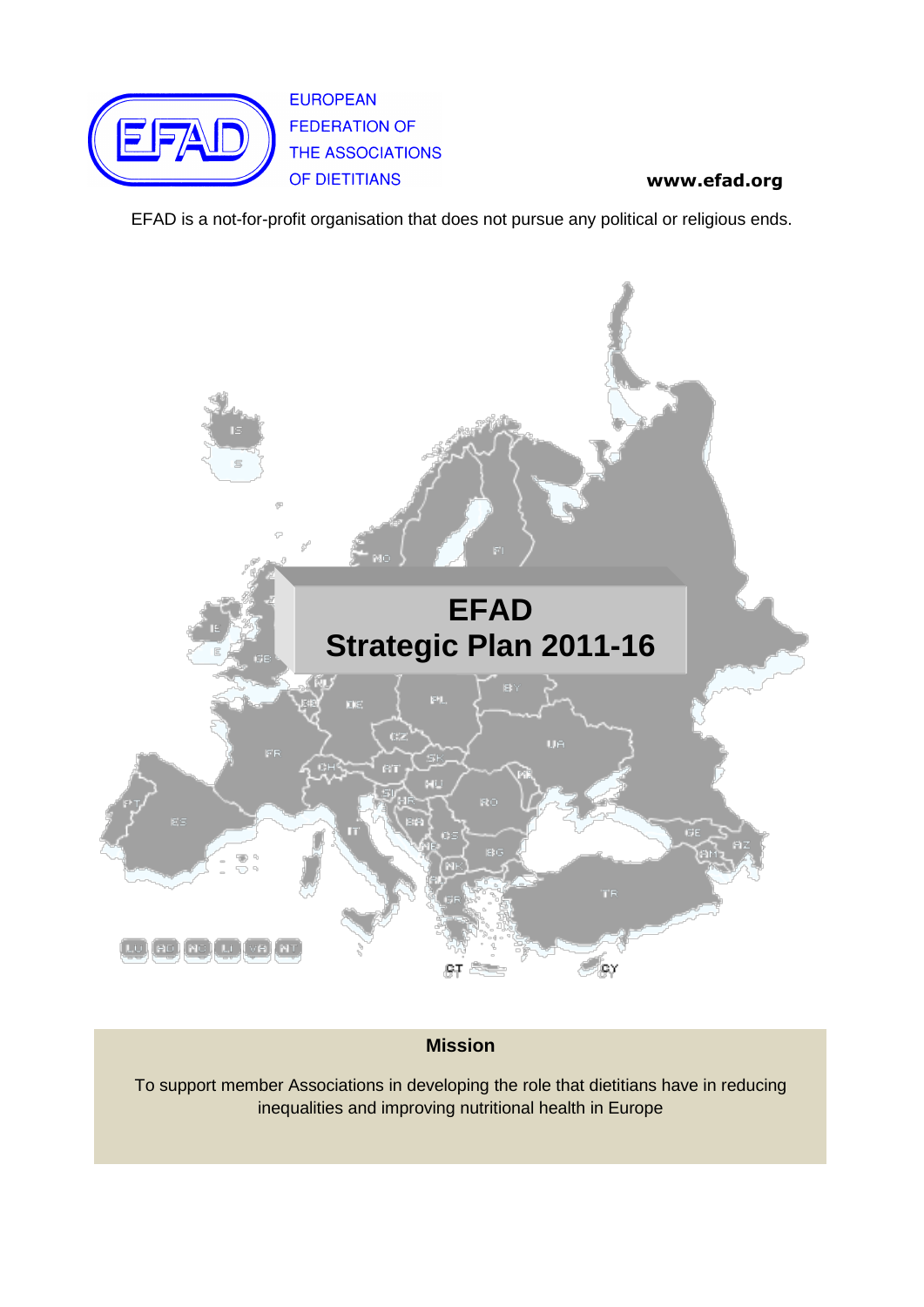EUROPEAN FEDERATION OF THE ASSOCIATIONS OF DIETITIANS

**www.efad.org**

EFAD is a not-for-profit organisation that does not pursue any political or religious ends.

# EFAD Strategic Plan 2011-16

## Mission

To support member Associations in developing the role that dietitians have in reducing inequalities and improving nutritional health in Europe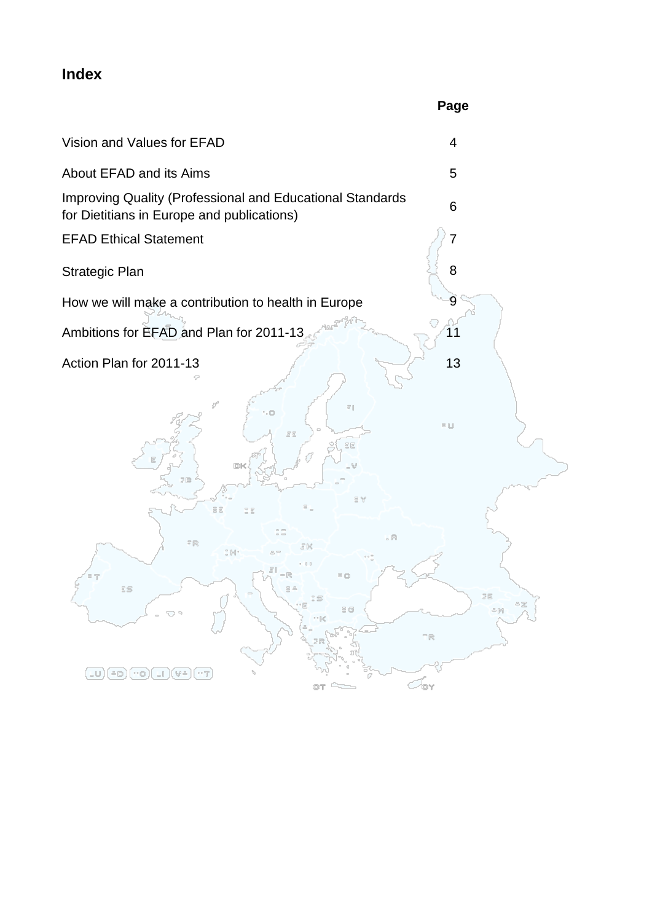## Index

| | Page |
|---|---|
| Vision and Values for EFAD | 4 |
| About EFAD and its Aims | 5 |
| Improving Quality (Professional and Educational Standards for Dietitians in Europe and publications) | 6 |
| EFAD Ethical Statement | 7 |
| Strategic Plan | 8 |
| How we will make a contribution to health in Europe | 9 |
| Ambitions for EFAD and Plan for 2011-13 | 11 |
| Action Plan for 2011-13 | 13 |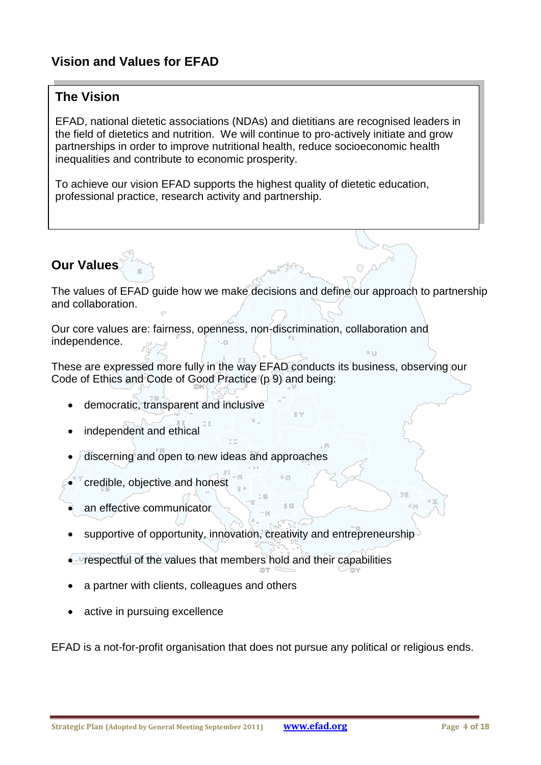## Vision and Values for EFAD

### The Vision

EFAD, national dietetic associations (NDAs) and dietitians are recognised leaders in the field of dietetics and nutrition. We will continue to pro-actively initiate and grow partnerships in order to improve nutritional health, reduce socioeconomic health inequalities and contribute to economic prosperity.

To achieve our vision EFAD supports the highest quality of dietetic education, professional practice, research activity and partnership.

### Our Values

The values of EFAD guide how we make decisions and define our approach to partnership and collaboration.

Our core values are: fairness, openness, non-discrimination, collaboration and independence.

These are expressed more fully in the way EFAD conducts its business, observing our Code of Ethics and Code of Good Practice (p 9) and being:

- democratic, transparent and inclusive
- independent and ethical
- discerning and open to new ideas and approaches
- credible, objective and honest
- an effective communicator
- supportive of opportunity, innovation, creativity and entrepreneurship
- respectful of the values that members hold and their capabilities
- a partner with clients, colleagues and others
- active in pursuing excellence

EFAD is a not-for-profit organisation that does not pursue any political or religious ends.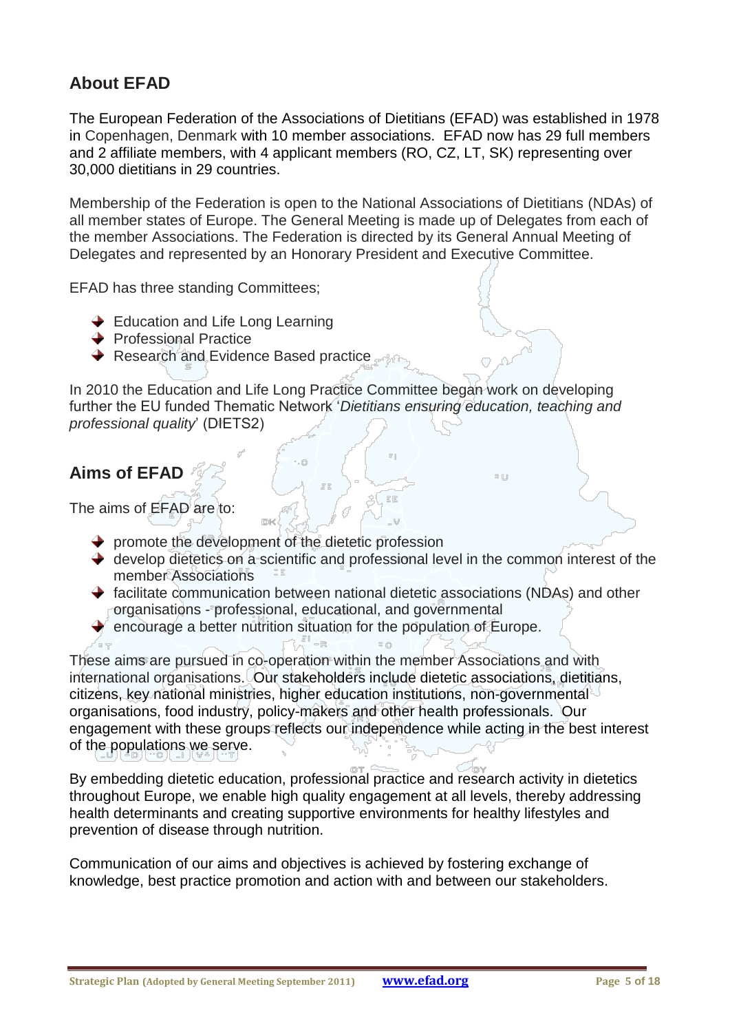## About EFAD

The European Federation of the Associations of Dietitians (EFAD) was established in 1978 in Copenhagen, Denmark with 10 member associations. EFAD now has 29 full members and 2 affiliate members, with 4 applicant members (RO, CZ, LT, SK) representing over 30,000 dietitians in 29 countries.

Membership of the Federation is open to the National Associations of Dietitians (NDAs) of all member states of Europe. The General Meeting is made up of Delegates from each of the member Associations. The Federation is directed by its General Annual Meeting of Delegates and represented by an Honorary President and Executive Committee.

EFAD has three standing Committees;

- Education and Life Long Learning
- Professional Practice
- Research and Evidence Based practice

In 2010 the Education and Life Long Practice Committee began work on developing further the EU funded Thematic Network '*Dietitians ensuring education, teaching and professional quality*' (DIETS2)

## Aims of EFAD

The aims of EFAD are to:

- promote the development of the dietetic profession
- develop dietetics on a scientific and professional level in the common interest of the member Associations
- facilitate communication between national dietetic associations (NDAs) and other organisations - professional, educational, and governmental
- encourage a better nutrition situation for the population of Europe.

These aims are pursued in co-operation within the member Associations and with international organisations. Our stakeholders include dietetic associations, dietitians, citizens, key national ministries, higher education institutions, non-governmental organisations, food industry, policy-makers and other health professionals. Our engagement with these groups reflects our independence while acting in the best interest of the populations we serve.

By embedding dietetic education, professional practice and research activity in dietetics throughout Europe, we enable high quality engagement at all levels, thereby addressing health determinants and creating supportive environments for healthy lifestyles and prevention of disease through nutrition.

Communication of our aims and objectives is achieved by fostering exchange of knowledge, best practice promotion and action with and between our stakeholders.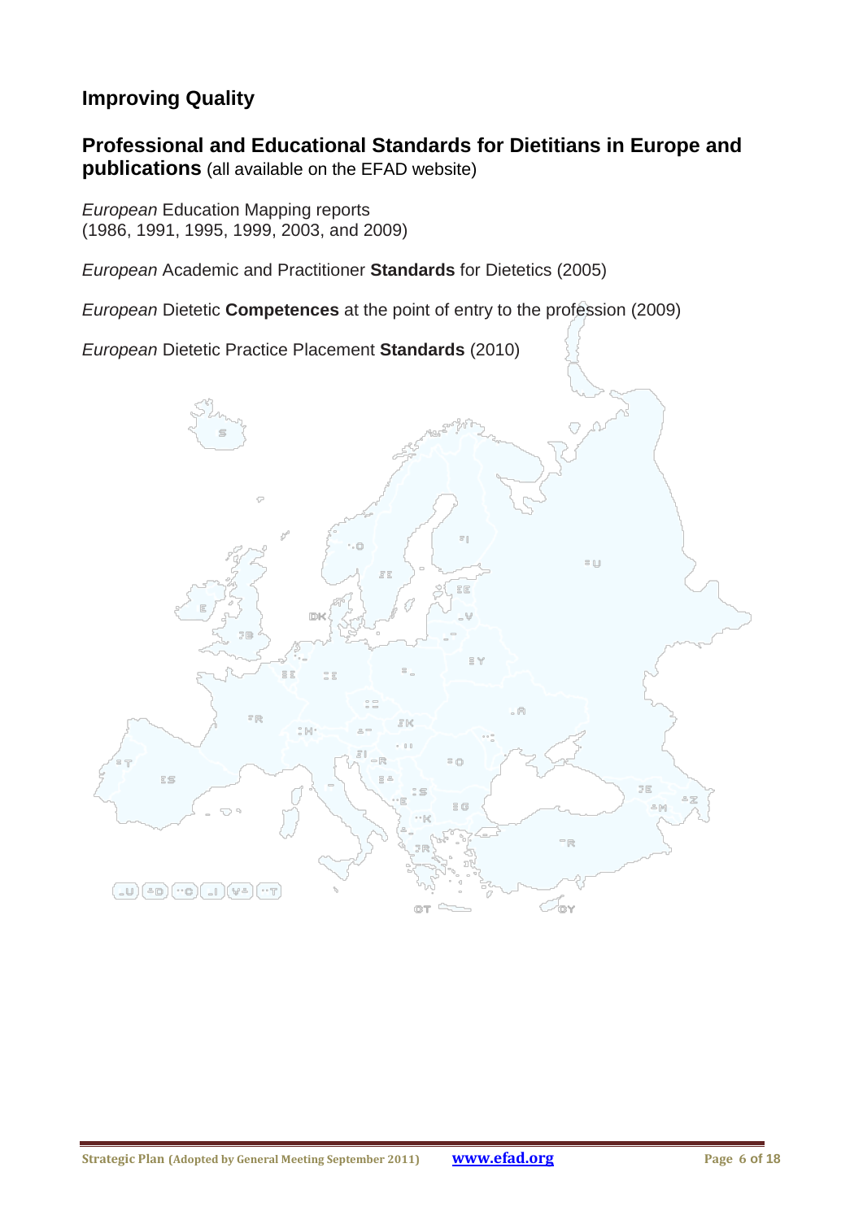## Improving Quality

### Professional and Educational Standards for Dietitians in Europe and publications (all available on the EFAD website)

*European* Education Mapping reports
(1986, 1991, 1995, 1999, 2003, and 2009)

*European* Academic and Practitioner **Standards** for Dietetics (2005)

*European* Dietetic **Competences** at the point of entry to the profession (2009)

*European* Dietetic Practice Placement **Standards** (2010)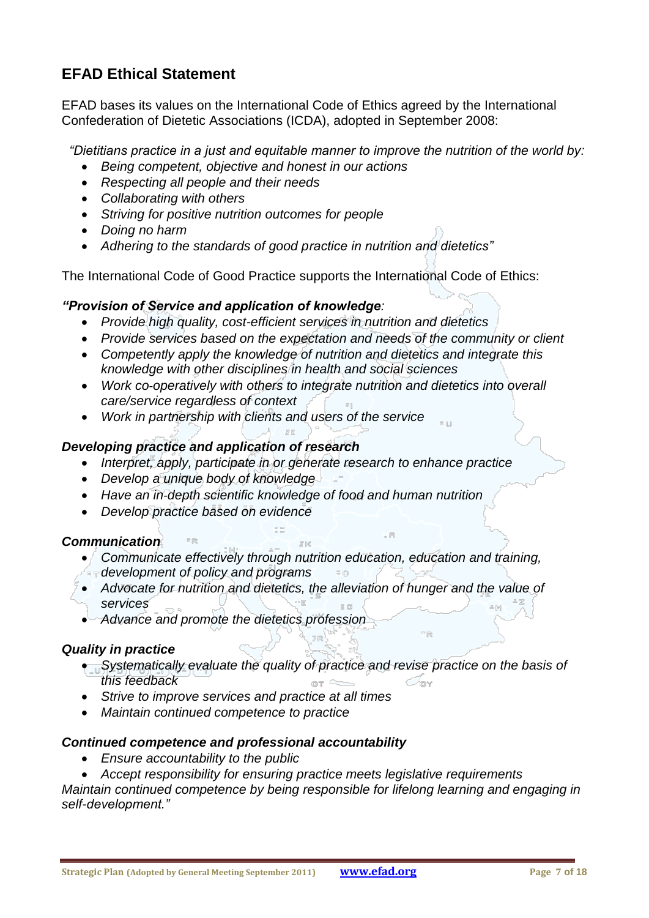## EFAD Ethical Statement

EFAD bases its values on the International Code of Ethics agreed by the International Confederation of Dietetic Associations (ICDA), adopted in September 2008:

*"Dietitians practice in a just and equitable manner to improve the nutrition of the world by:*

- *Being competent, objective and honest in our actions*
- *Respecting all people and their needs*
- *Collaborating with others*
- *Striving for positive nutrition outcomes for people*
- *Doing no harm*
- *Adhering to the standards of good practice in nutrition and dietetics"*

The International Code of Good Practice supports the International Code of Ethics:

***"Provision of Service and application of knowledge**:*

- *Provide high quality, cost-efficient services in nutrition and dietetics*
- *Provide services based on the expectation and needs of the community or client*
- *Competently apply the knowledge of nutrition and dietetics and integrate this knowledge with other disciplines in health and social sciences*
- *Work co-operatively with others to integrate nutrition and dietetics into overall care/service regardless of context*
- *Work in partnership with clients and users of the service*

***Developing practice and application of research***

- *Interpret, apply, participate in or generate research to enhance practice*
- *Develop a unique body of knowledge*
- *Have an in-depth scientific knowledge of food and human nutrition*
- *Develop practice based on evidence*

***Communication***

- *Communicate effectively through nutrition education, education and training, development of policy and programs*
- *Advocate for nutrition and dietetics, the alleviation of hunger and the value of services*
- *Advance and promote the dietetics profession*

***Quality in practice***

- *Systematically evaluate the quality of practice and revise practice on the basis of this feedback*
- *Strive to improve services and practice at all times*
- *Maintain continued competence to practice*

***Continued competence and professional accountability***

- *Ensure accountability to the public*
- *Accept responsibility for ensuring practice meets legislative requirements*

*Maintain continued competence by being responsible for lifelong learning and engaging in self-development."*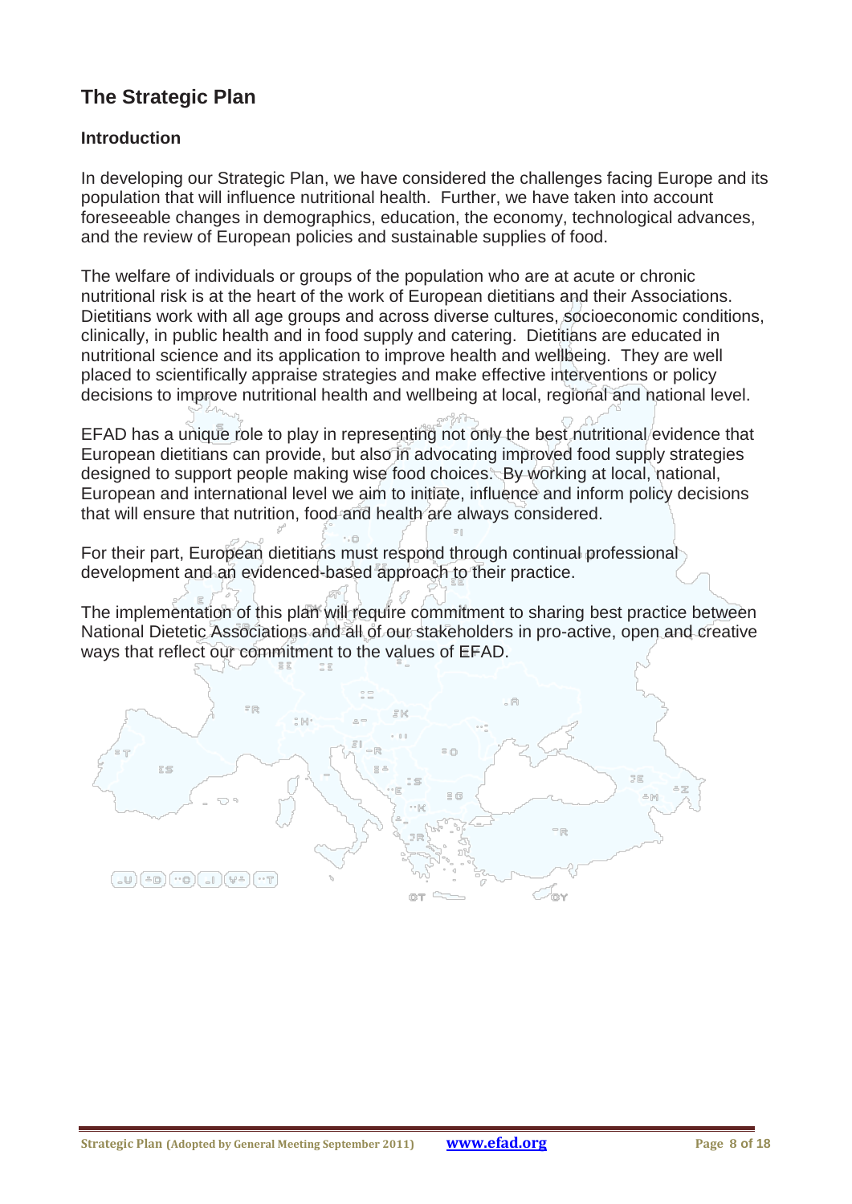## The Strategic Plan

### Introduction

In developing our Strategic Plan, we have considered the challenges facing Europe and its population that will influence nutritional health. Further, we have taken into account foreseeable changes in demographics, education, the economy, technological advances, and the review of European policies and sustainable supplies of food.

The welfare of individuals or groups of the population who are at acute or chronic nutritional risk is at the heart of the work of European dietitians and their Associations. Dietitians work with all age groups and across diverse cultures, socioeconomic conditions, clinically, in public health and in food supply and catering. Dietitians are educated in nutritional science and its application to improve health and wellbeing. They are well placed to scientifically appraise strategies and make effective interventions or policy decisions to improve nutritional health and wellbeing at local, regional and national level.

EFAD has a unique role to play in representing not only the best nutritional evidence that European dietitians can provide, but also in advocating improved food supply strategies designed to support people making wise food choices. By working at local, national, European and international level we aim to initiate, influence and inform policy decisions that will ensure that nutrition, food and health are always considered.

For their part, European dietitians must respond through continual professional development and an evidenced-based approach to their practice.

The implementation of this plan will require commitment to sharing best practice between National Dietetic Associations and all of our stakeholders in pro-active, open and creative ways that reflect our commitment to the values of EFAD.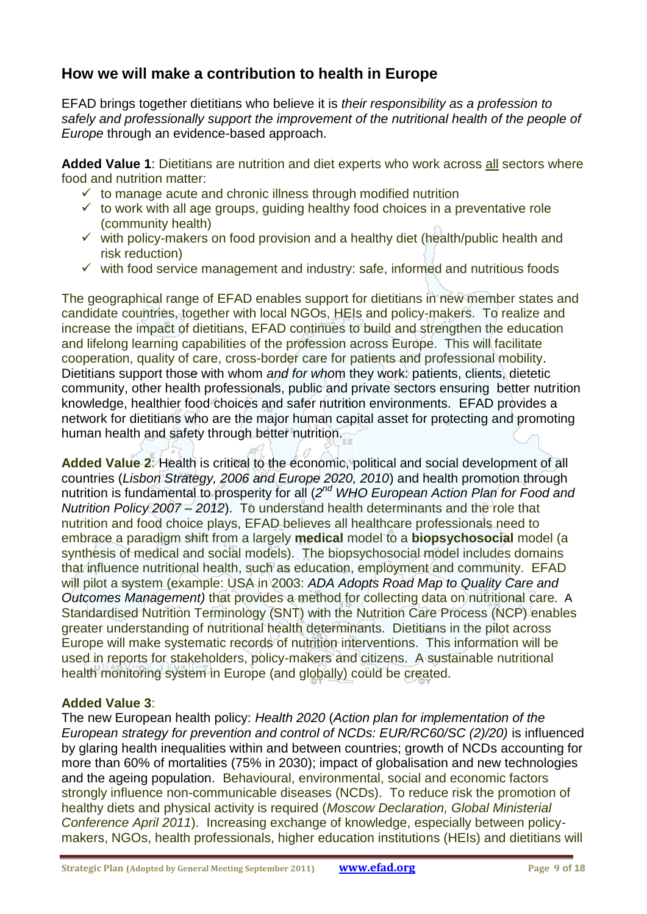## How we will make a contribution to health in Europe

EFAD brings together dietitians who believe it is *their responsibility as a profession to safely and professionally support the improvement of the nutritional health of the people of Europe* through an evidence-based approach.

**Added Value 1**: Dietitians are nutrition and diet experts who work across all sectors where food and nutrition matter:

- ✓ to manage acute and chronic illness through modified nutrition
- ✓ to work with all age groups, guiding healthy food choices in a preventative role (community health)
- ✓ with policy-makers on food provision and a healthy diet (health/public health and risk reduction)
- ✓ with food service management and industry: safe, informed and nutritious foods

The geographical range of EFAD enables support for dietitians in new member states and candidate countries, together with local NGOs, HEIs and policy-makers. To realize and increase the impact of dietitians, EFAD continues to build and strengthen the education and lifelong learning capabilities of the profession across Europe. This will facilitate cooperation, quality of care, cross-border care for patients and professional mobility. Dietitians support those with whom *and for whom* they work: patients, clients, dietetic community, other health professionals, public and private sectors ensuring better nutrition knowledge, healthier food choices and safer nutrition environments. EFAD provides a network for dietitians who are the major human capital asset for protecting and promoting human health and safety through better nutrition.

**Added Value 2**: Health is critical to the economic, political and social development of all countries (*Lisbon Strategy, 2006 and Europe 2020, 2010*) and health promotion through nutrition is fundamental to prosperity for all (*2nd WHO European Action Plan for Food and Nutrition Policy 2007 – 2012*). To understand health determinants and the role that nutrition and food choice plays, EFAD believes all healthcare professionals need to embrace a paradigm shift from a largely **medical** model to a **biopsychosocial** model (a synthesis of medical and social models). The biopsychosocial model includes domains that influence nutritional health, such as education, employment and community. EFAD will pilot a system (example: USA in 2003: *ADA Adopts Road Map to Quality Care and Outcomes Management)* that provides a method for collecting data on nutritional care. A Standardised Nutrition Terminology (SNT) with the Nutrition Care Process (NCP) enables greater understanding of nutritional health determinants. Dietitians in the pilot across Europe will make systematic records of nutrition interventions. This information will be used in reports for stakeholders, policy-makers and citizens. A sustainable nutritional health monitoring system in Europe (and globally) could be created.

**Added Value 3**:

The new European health policy: *Health 2020* (*Action plan for implementation of the European strategy for prevention and control of NCDs: EUR/RC60/SC (2)/20)* is influenced by glaring health inequalities within and between countries; growth of NCDs accounting for more than 60% of mortalities (75% in 2030); impact of globalisation and new technologies and the ageing population. Behavioural, environmental, social and economic factors strongly influence non-communicable diseases (NCDs). To reduce risk the promotion of healthy diets and physical activity is required (*Moscow Declaration, Global Ministerial Conference April 2011*). Increasing exchange of knowledge, especially between policy-makers, NGOs, health professionals, higher education institutions (HEIs) and dietitians will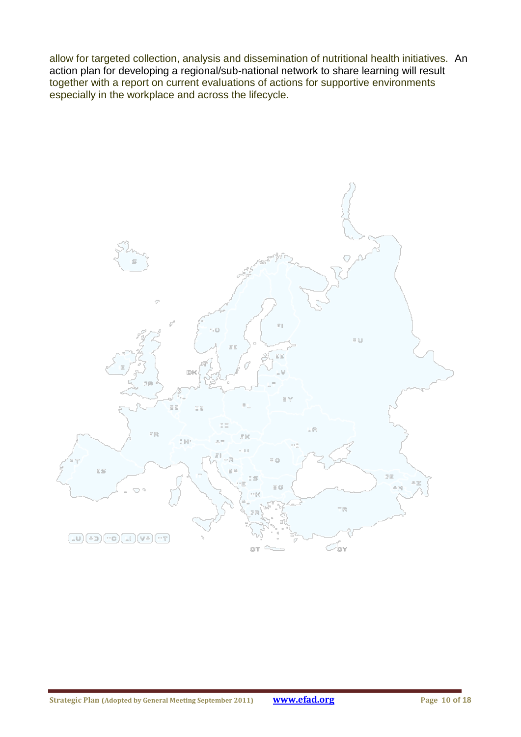allow for targeted collection, analysis and dissemination of nutritional health initiatives. An action plan for developing a regional/sub-national network to share learning will result together with a report on current evaluations of actions for supportive environments especially in the workplace and across the lifecycle.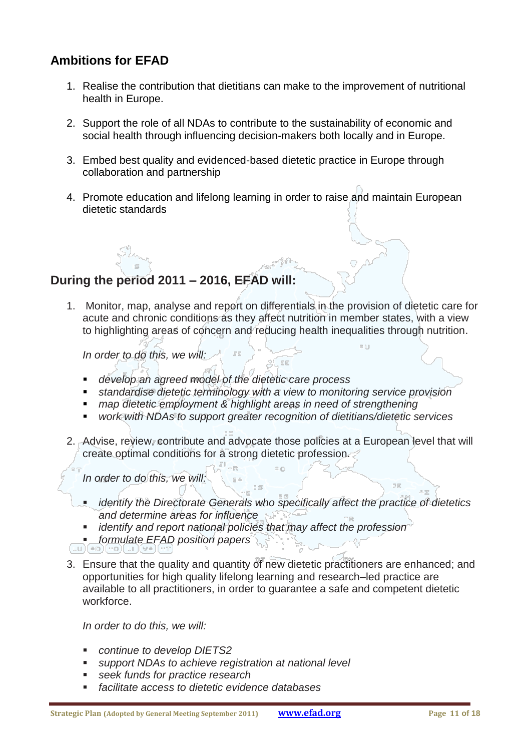## Ambitions for EFAD

1. Realise the contribution that dietitians can make to the improvement of nutritional health in Europe.
2. Support the role of all NDAs to contribute to the sustainability of economic and social health through influencing decision-makers both locally and in Europe.
3. Embed best quality and evidenced-based dietetic practice in Europe through collaboration and partnership
4. Promote education and lifelong learning in order to raise and maintain European dietetic standards

## During the period 2011 – 2016, EFAD will:

1. Monitor, map, analyse and report on differentials in the provision of dietetic care for acute and chronic conditions as they affect nutrition in member states, with a view to highlighting areas of concern and reducing health inequalities through nutrition.

   *In order to do this, we will:*

   - *develop an agreed model of the dietetic care process*
   - *standardise dietetic terminology with a view to monitoring service provision*
   - *map dietetic employment & highlight areas in need of strengthening*
   - *work with NDAs to support greater recognition of dietitians/dietetic services*

2. Advise, review, contribute and advocate those policies at a European level that will create optimal conditions for a strong dietetic profession.

   *In order to do this, we will:*

   - *identify the Directorate Generals who specifically affect the practice of dietetics and determine areas for influence*
   - *identify and report national policies that may affect the profession*
   - *formulate EFAD position papers*

3. Ensure that the quality and quantity of new dietetic practitioners are enhanced; and opportunities for high quality lifelong learning and research–led practice are available to all practitioners, in order to guarantee a safe and competent dietetic workforce.

   *In order to do this, we will:*

   - *continue to develop DIETS2*
   - *support NDAs to achieve registration at national level*
   - *seek funds for practice research*
   - *facilitate access to dietetic evidence databases*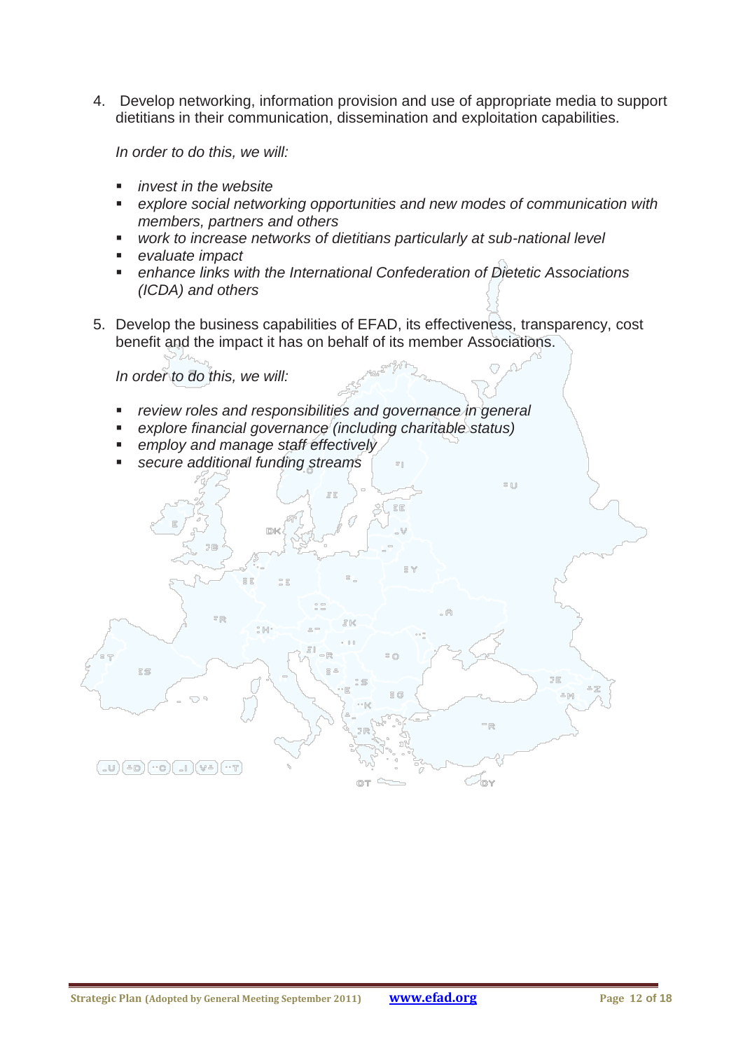4. Develop networking, information provision and use of appropriate media to support dietitians in their communication, dissemination and exploitation capabilities.

   *In order to do this, we will:*

   - *invest in the website*
   - *explore social networking opportunities and new modes of communication with members, partners and others*
   - *work to increase networks of dietitians particularly at sub-national level*
   - *evaluate impact*
   - *enhance links with the International Confederation of Dietetic Associations (ICDA) and others*

5. Develop the business capabilities of EFAD, its effectiveness, transparency, cost benefit and the impact it has on behalf of its member Associations.

   *In order to do this, we will:*

   - *review roles and responsibilities and governance in general*
   - *explore financial governance (including charitable status)*
   - *employ and manage staff effectively*
   - *secure additional funding streams*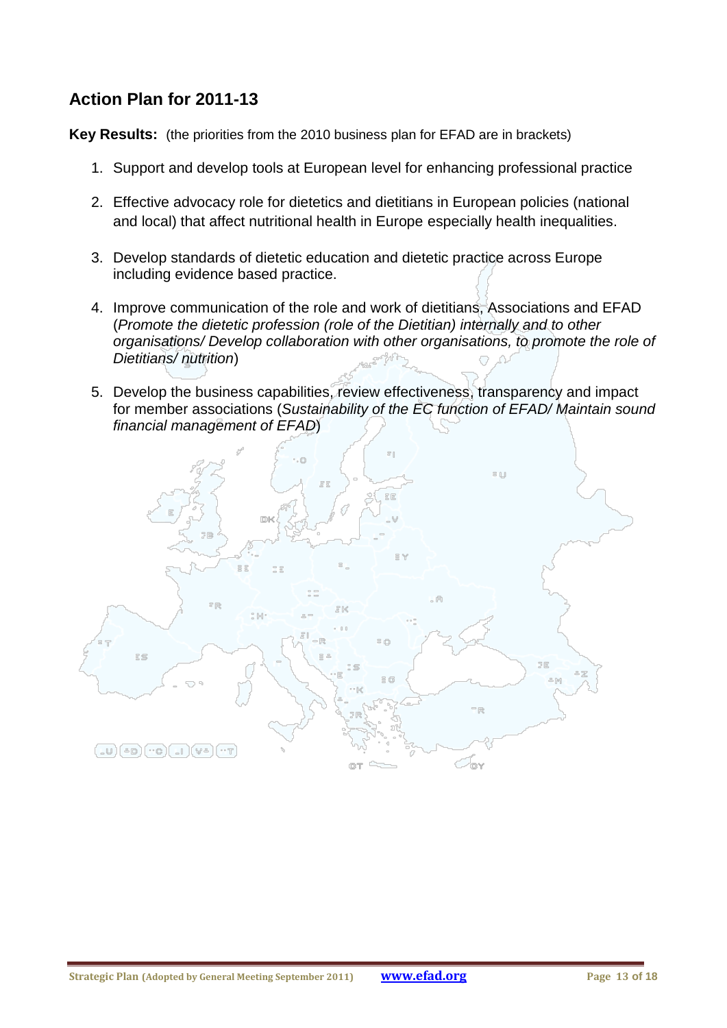## Action Plan for 2011-13

**Key Results:** (the priorities from the 2010 business plan for EFAD are in brackets)

1. Support and develop tools at European level for enhancing professional practice
2. Effective advocacy role for dietetics and dietitians in European policies (national and local) that affect nutritional health in Europe especially health inequalities.
3. Develop standards of dietetic education and dietetic practice across Europe including evidence based practice.
4. Improve communication of the role and work of dietitians, Associations and EFAD (*Promote the dietetic profession (role of the Dietitian) internally and to other organisations/ Develop collaboration with other organisations, to promote the role of Dietitians/ nutrition*)
5. Develop the business capabilities, review effectiveness, transparency and impact for member associations (*Sustainability of the EC function of EFAD/ Maintain sound financial management of EFAD*)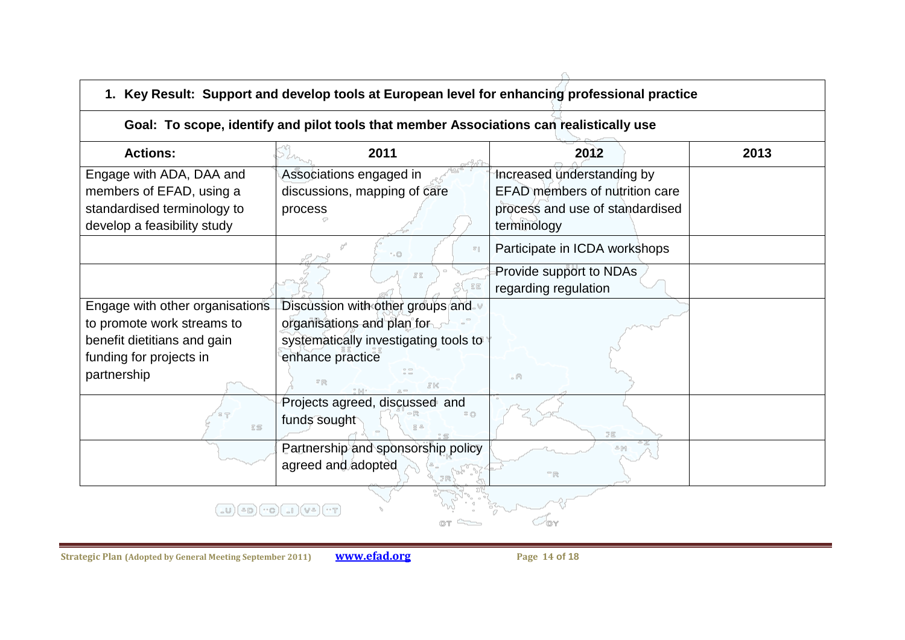| **1. Key Result: Support and develop tools at European level for enhancing professional practice** | | | |
|---|---|---|---|
| **Goal: To scope, identify and pilot tools that member Associations can realistically use** | | | |
| **Actions:** | **2011** | **2012** | **2013** |
| Engage with ADA, DAA and members of EFAD, using a standardised terminology to develop a feasibility study | Associations engaged in discussions, mapping of care process | Increased understanding by EFAD members of nutrition care process and use of standardised terminology | |
| | | Participate in ICDA workshops | |
| | | Provide support to NDAs regarding regulation | |
| Engage with other organisations to promote work streams to benefit dietitians and gain funding for projects in partnership | Discussion with other groups and organisations and plan for systematically investigating tools to enhance practice | | |
| | Projects agreed, discussed and funds sought | | |
| | Partnership and sponsorship policy agreed and adopted | | |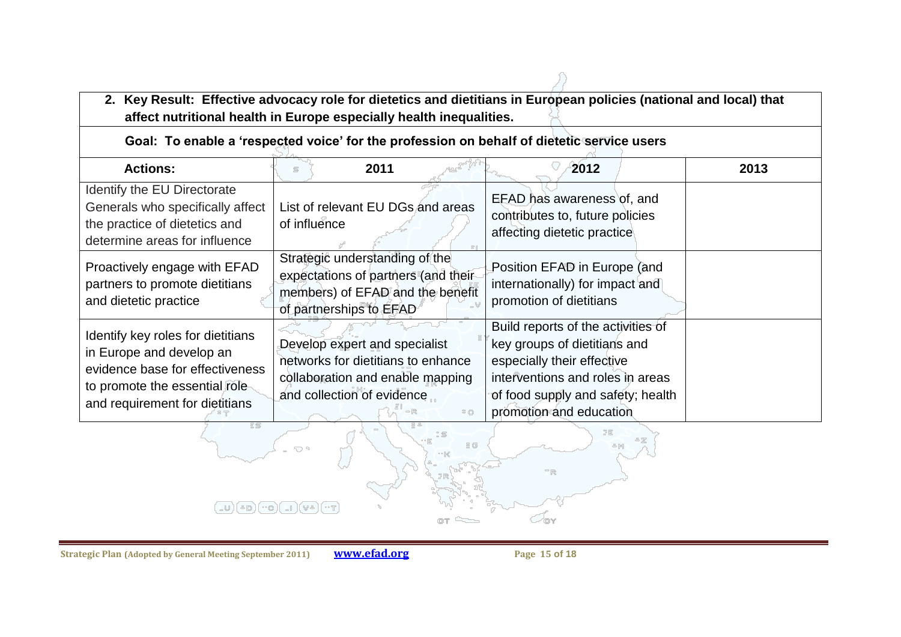| **2. Key Result: Effective advocacy role for dietetics and dietitians in European policies (national and local) that affect nutritional health in Europe especially health inequalities.** | | | |
|---|---|---|---|
| **Goal: To enable a 'respected voice' for the profession on behalf of dietetic service users** | | | |
| **Actions:** | **2011** | **2012** | **2013** |
| Identify the EU Directorate Generals who specifically affect the practice of dietetics and determine areas for influence | List of relevant EU DGs and areas of influence | EFAD has awareness of, and contributes to, future policies affecting dietetic practice | |
| Proactively engage with EFAD partners to promote dietitians and dietetic practice | Strategic understanding of the expectations of partners (and their members) of EFAD and the benefit of partnerships to EFAD | Position EFAD in Europe (and internationally) for impact and promotion of dietitians | |
| Identify key roles for dietitians in Europe and develop an evidence base for effectiveness to promote the essential role and requirement for dietitians | Develop expert and specialist networks for dietitians to enhance collaboration and enable mapping and collection of evidence | Build reports of the activities of key groups of dietitians and especially their effective interventions and roles in areas of food supply and safety; health promotion and education | |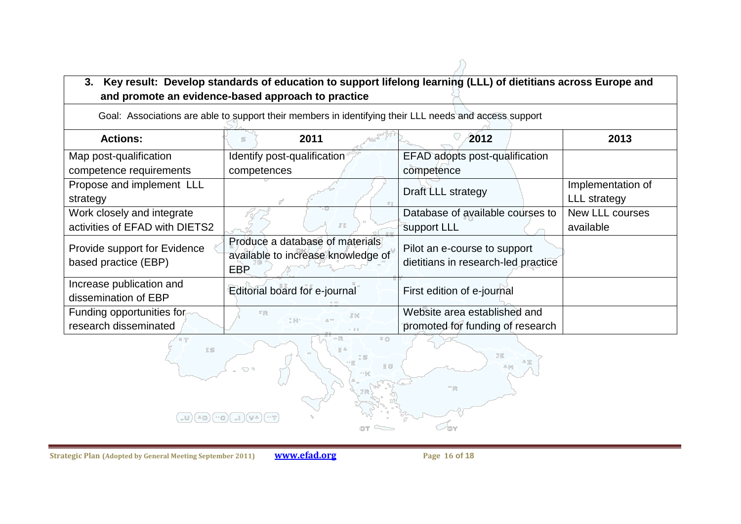### 3. Key result: Develop standards of education to support lifelong learning (LLL) of dietitians across Europe and and promote an evidence-based approach to practice

Goal: Associations are able to support their members in identifying their LLL needs and access support

| Actions: | 2011 | 2012 | 2013 |
|---|---|---|---|
| Map post-qualification competence requirements | Identify post-qualification competences | EFAD adopts post-qualification competence | |
| Propose and implement LLL strategy | | Draft LLL strategy | Implementation of LLL strategy |
| Work closely and integrate activities of EFAD with DIETS2 | | Database of available courses to support LLL | New LLL courses available |
| Provide support for Evidence based practice (EBP) | Produce a database of materials available to increase knowledge of EBP | Pilot an e-course to support dietitians in research-led practice | |
| Increase publication and dissemination of EBP | Editorial board for e-journal | First edition of e-journal | |
| Funding opportunities for research disseminated | | Website area established and promoted for funding of research | |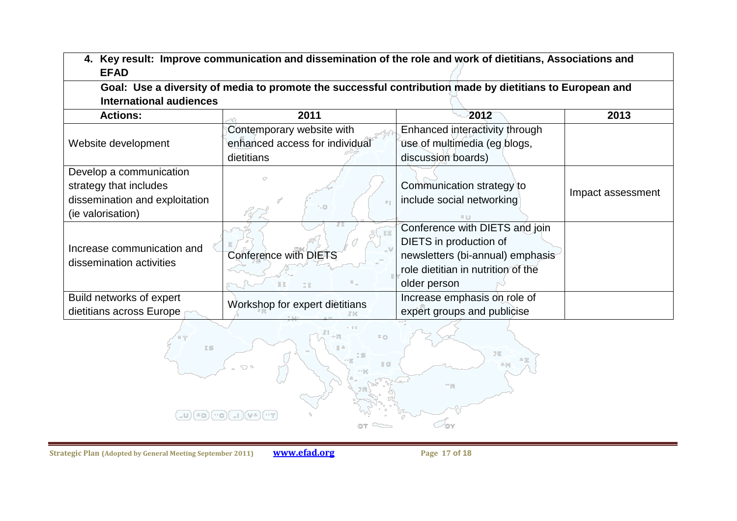| **4. Key result: Improve communication and dissemination of the role and work of dietitians, Associations and EFAD** | | | |
|---|---|---|---|
| **Goal: Use a diversity of media to promote the successful contribution made by dietitians to European and International audiences** | | | |
| **Actions:** | **2011** | **2012** | **2013** |
| Website development | Contemporary website with enhanced access for individual dietitians | Enhanced interactivity through use of multimedia (eg blogs, discussion boards) | |
| Develop a communication strategy that includes dissemination and exploitation (ie valorisation) | | Communication strategy to include social networking | Impact assessment |
| Increase communication and dissemination activities | Conference with DIETS | Conference with DIETS and join DIETS in production of newsletters (bi-annual) emphasis role dietitian in nutrition of the older person | |
| Build networks of expert dietitians across Europe | Workshop for expert dietitians | Increase emphasis on role of expert groups and publicise | |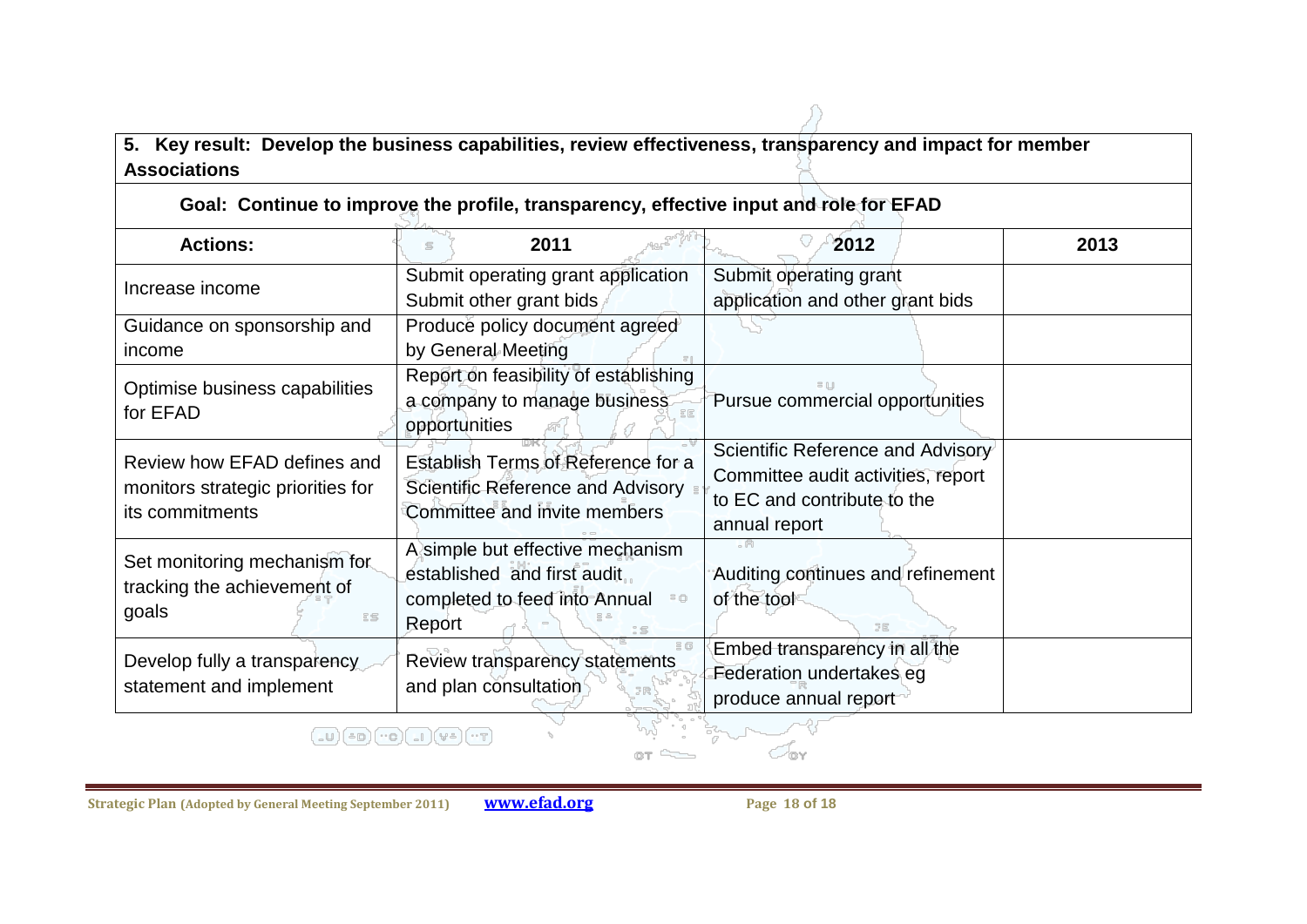**5. Key result: Develop the business capabilities, review effectiveness, transparency and impact for member Associations**

**Goal: Continue to improve the profile, transparency, effective input and role for EFAD**

| Actions: | 2011 | 2012 | 2013 |
|---|---|---|---|
| Increase income | Submit operating grant application<br>Submit other grant bids | Submit operating grant application and other grant bids | |
| Guidance on sponsorship and income | Produce policy document agreed by General Meeting | | |
| Optimise business capabilities for EFAD | Report on feasibility of establishing a company to manage business opportunities | Pursue commercial opportunities | |
| Review how EFAD defines and monitors strategic priorities for its commitments | Establish Terms of Reference for a Scientific Reference and Advisory Committee and invite members | Scientific Reference and Advisory Committee audit activities, report to EC and contribute to the annual report | |
| Set monitoring mechanism for tracking the achievement of goals | A simple but effective mechanism established and first audit completed to feed into Annual Report | Auditing continues and refinement of the tool | |
| Develop fully a transparency statement and implement | Review transparency statements and plan consultation | Embed transparency in all the Federation undertakes eg produce annual report | |